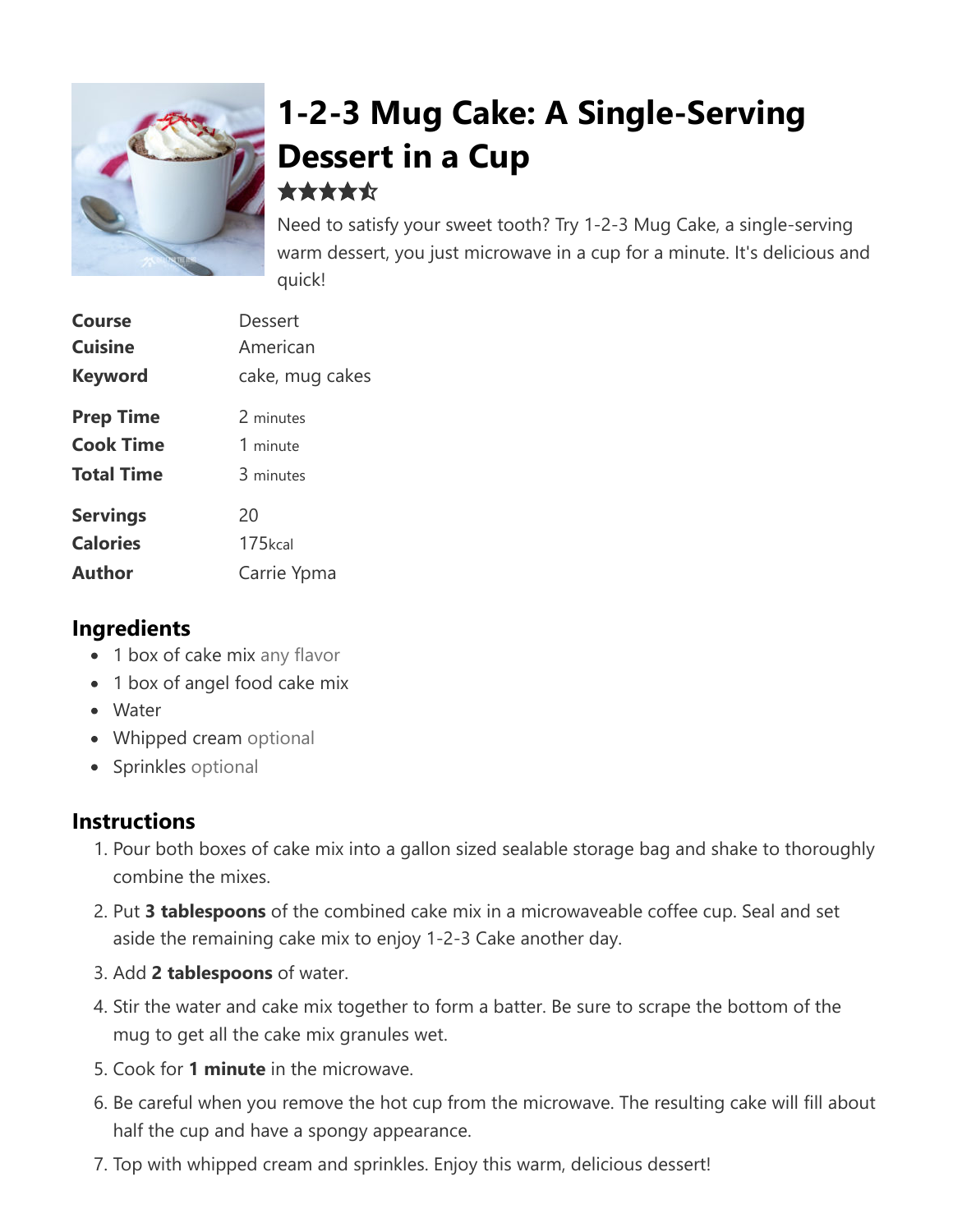# 1-2-3 Mug Cake: A Single-Serving Dessert in a Cup

Need to satisfy your sweet tooth? Try 1-2-3 Mug Cake, a single-serving warm dessert, you just microwave in a cup for a minute. It's delicious and quick!

| | |
|---|---|
| **Course** | Dessert |
| **Cuisine** | American |
| **Keyword** | cake, mug cakes |
| **Prep Time** | 2 minutes |
| **Cook Time** | 1 minute |
| **Total Time** | 3 minutes |
| **Servings** | 20 |
| **Calories** | 175kcal |
| **Author** | Carrie Ypma |

## Ingredients

- 1 box of cake mix any flavor
- 1 box of angel food cake mix
- Water
- Whipped cream optional
- Sprinkles optional

## Instructions

1. Pour both boxes of cake mix into a gallon sized sealable storage bag and shake to thoroughly combine the mixes.
2. Put **3 tablespoons** of the combined cake mix in a microwaveable coffee cup. Seal and set aside the remaining cake mix to enjoy 1-2-3 Cake another day.
3. Add **2 tablespoons** of water.
4. Stir the water and cake mix together to form a batter. Be sure to scrape the bottom of the mug to get all the cake mix granules wet.
5. Cook for **1 minute** in the microwave.
6. Be careful when you remove the hot cup from the microwave. The resulting cake will fill about half the cup and have a spongy appearance.
7. Top with whipped cream and sprinkles. Enjoy this warm, delicious dessert!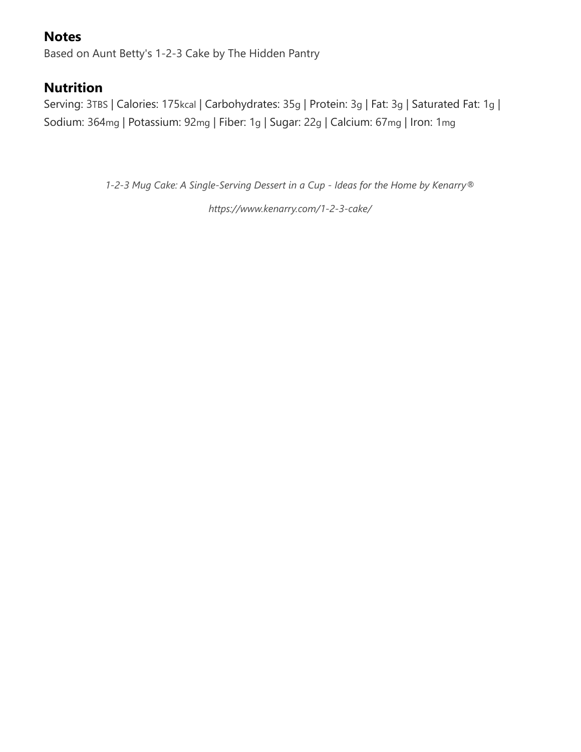## Notes

Based on Aunt Betty's 1-2-3 Cake by The Hidden Pantry

## Nutrition

Serving: 3TBS | Calories: 175kcal | Carbohydrates: 35g | Protein: 3g | Fat: 3g | Saturated Fat: 1g | Sodium: 364mg | Potassium: 92mg | Fiber: 1g | Sugar: 22g | Calcium: 67mg | Iron: 1mg

*1-2-3 Mug Cake: A Single-Serving Dessert in a Cup - Ideas for the Home by Kenarry®*

*https://www.kenarry.com/1-2-3-cake/*